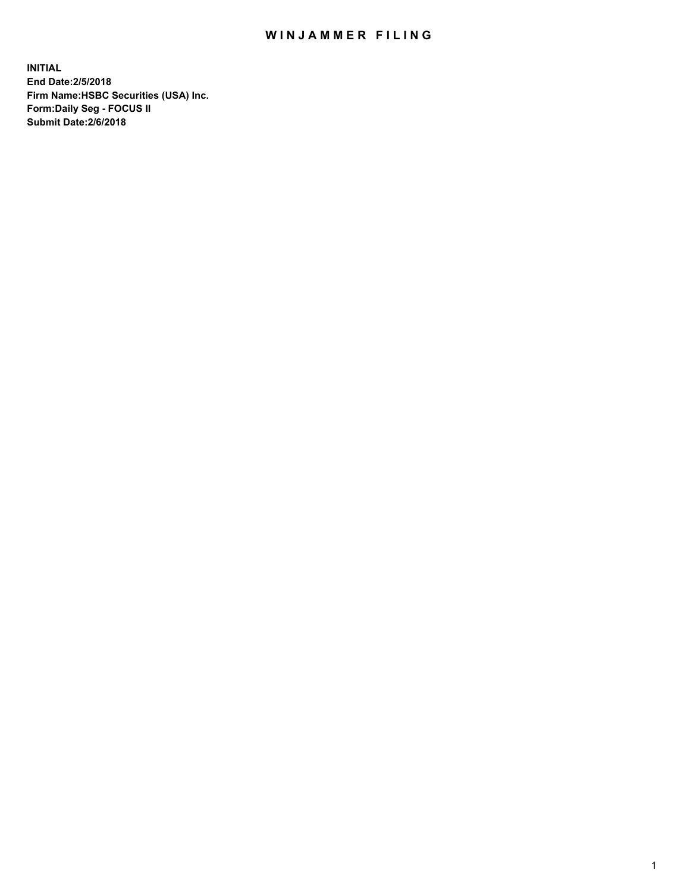# WINJAMMER FILING

**INITIAL**
**End Date:2/5/2018**
**Firm Name:HSBC Securities (USA) Inc.**
**Form:Daily Seg - FOCUS II**
**Submit Date:2/6/2018**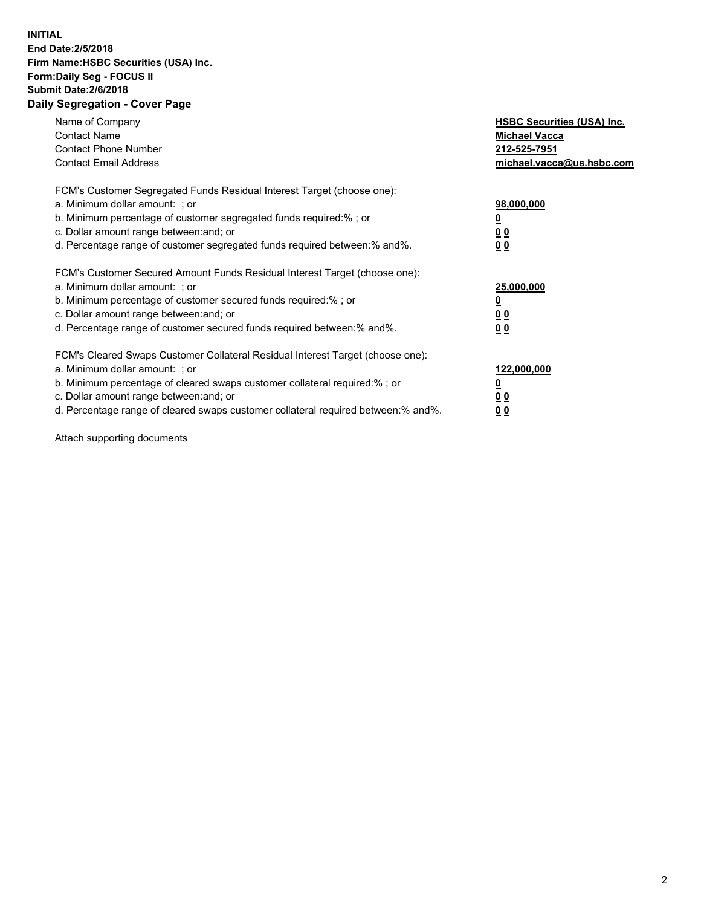**INITIAL**
**End Date:2/5/2018**
**Firm Name:HSBC Securities (USA) Inc.**
**Form:Daily Seg - FOCUS II**
**Submit Date:2/6/2018**

## Daily Segregation - Cover Page

| | |
|---|---|
| Name of Company | **HSBC Securities (USA) Inc.** |
| Contact Name | **Michael Vacca** |
| Contact Phone Number | **212-525-7951** |
| Contact Email Address | **michael.vacca@us.hsbc.com** |

| | |
|---|---|
| FCM's Customer Segregated Funds Residual Interest Target (choose one): | |
| a. Minimum dollar amount: ; or | **98,000,000** |
| b. Minimum percentage of customer segregated funds required:% ; or | **0** |
| c. Dollar amount range between:and; or | **0 0** |
| d. Percentage range of customer segregated funds required between:% and%. | **0 0** |

| | |
|---|---|
| FCM's Customer Secured Amount Funds Residual Interest Target (choose one): | |
| a. Minimum dollar amount: ; or | **25,000,000** |
| b. Minimum percentage of customer secured funds required:% ; or | **0** |
| c. Dollar amount range between:and; or | **0 0** |
| d. Percentage range of customer secured funds required between:% and%. | **0 0** |

| | |
|---|---|
| FCM's Cleared Swaps Customer Collateral Residual Interest Target (choose one): | |
| a. Minimum dollar amount: ; or | **122,000,000** |
| b. Minimum percentage of cleared swaps customer collateral required:% ; or | **0** |
| c. Dollar amount range between:and; or | **0 0** |
| d. Percentage range of cleared swaps customer collateral required between:% and%. | **0 0** |

Attach supporting documents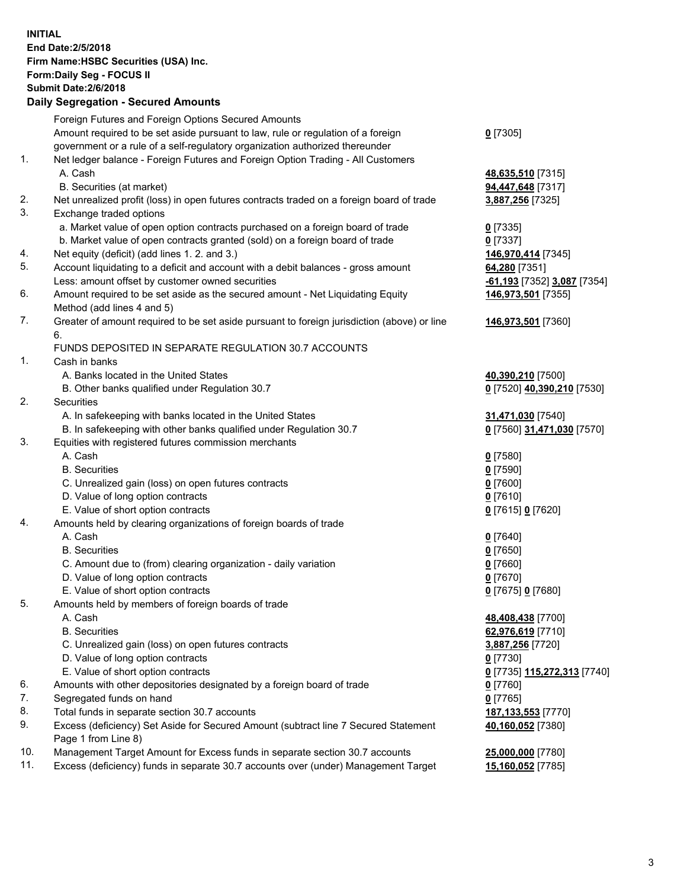**INITIAL**
**End Date:2/5/2018**
**Firm Name:HSBC Securities (USA) Inc.**
**Form:Daily Seg - FOCUS II**
**Submit Date:2/6/2018**
**Daily Segregation - Secured Amounts**

| | | |
|---|---|---|
| | Foreign Futures and Foreign Options Secured Amounts | |
| | Amount required to be set aside pursuant to law, rule or regulation of a foreign government or a rule of a self-regulatory organization authorized thereunder | **0** [7305] |
| 1. | Net ledger balance - Foreign Futures and Foreign Option Trading - All Customers | |
| | A. Cash | **48,635,510** [7315] |
| | B. Securities (at market) | **94,447,648** [7317] |
| 2. | Net unrealized profit (loss) in open futures contracts traded on a foreign board of trade | **3,887,256** [7325] |
| 3. | Exchange traded options | |
| | a. Market value of open option contracts purchased on a foreign board of trade | **0** [7335] |
| | b. Market value of open contracts granted (sold) on a foreign board of trade | **0** [7337] |
| 4. | Net equity (deficit) (add lines 1. 2. and 3.) | **146,970,414** [7345] |
| 5. | Account liquidating to a deficit and account with a debit balances - gross amount | **64,280** [7351] |
| | Less: amount offset by customer owned securities | **-61,193** [7352] **3,087** [7354] |
| 6. | Amount required to be set aside as the secured amount - Net Liquidating Equity Method (add lines 4 and 5) | **146,973,501** [7355] |
| 7. | Greater of amount required to be set aside pursuant to foreign jurisdiction (above) or line 6. | **146,973,501** [7360] |
| | FUNDS DEPOSITED IN SEPARATE REGULATION 30.7 ACCOUNTS | |
| 1. | Cash in banks | |
| | A. Banks located in the United States | **40,390,210** [7500] |
| | B. Other banks qualified under Regulation 30.7 | **0** [7520] **40,390,210** [7530] |
| 2. | Securities | |
| | A. In safekeeping with banks located in the United States | **31,471,030** [7540] |
| | B. In safekeeping with other banks qualified under Regulation 30.7 | **0** [7560] **31,471,030** [7570] |
| 3. | Equities with registered futures commission merchants | |
| | A. Cash | **0** [7580] |
| | B. Securities | **0** [7590] |
| | C. Unrealized gain (loss) on open futures contracts | **0** [7600] |
| | D. Value of long option contracts | **0** [7610] |
| | E. Value of short option contracts | **0** [7615] **0** [7620] |
| 4. | Amounts held by clearing organizations of foreign boards of trade | |
| | A. Cash | **0** [7640] |
| | B. Securities | **0** [7650] |
| | C. Amount due to (from) clearing organization - daily variation | **0** [7660] |
| | D. Value of long option contracts | **0** [7670] |
| | E. Value of short option contracts | **0** [7675] **0** [7680] |
| 5. | Amounts held by members of foreign boards of trade | |
| | A. Cash | **48,408,438** [7700] |
| | B. Securities | **62,976,619** [7710] |
| | C. Unrealized gain (loss) on open futures contracts | **3,887,256** [7720] |
| | D. Value of long option contracts | **0** [7730] |
| | E. Value of short option contracts | **0** [7735] **115,272,313** [7740] |
| 6. | Amounts with other depositories designated by a foreign board of trade | **0** [7760] |
| 7. | Segregated funds on hand | **0** [7765] |
| 8. | Total funds in separate section 30.7 accounts | **187,133,553** [7770] |
| 9. | Excess (deficiency) Set Aside for Secured Amount (subtract line 7 Secured Statement Page 1 from Line 8) | **40,160,052** [7380] |
| 10. | Management Target Amount for Excess funds in separate section 30.7 accounts | **25,000,000** [7780] |
| 11. | Excess (deficiency) funds in separate 30.7 accounts over (under) Management Target | **15,160,052** [7785] |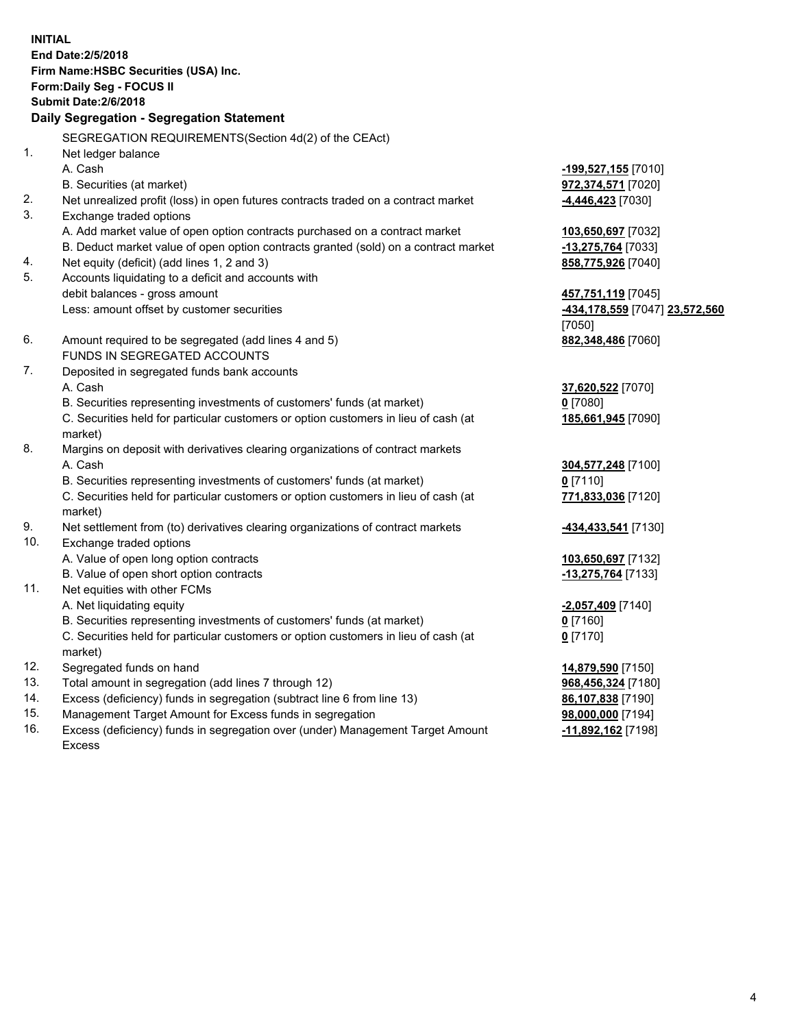**INITIAL**
**End Date:2/5/2018**
**Firm Name:HSBC Securities (USA) Inc.**
**Form:Daily Seg - FOCUS II**
**Submit Date:2/6/2018**

## Daily Segregation - Segregation Statement

| | | |
|---|---|---|
| | SEGREGATION REQUIREMENTS(Section 4d(2) of the CEAct) | |
| 1. | Net ledger balance | |
| | A. Cash | **-199,527,155** [7010] |
| | B. Securities (at market) | **972,374,571** [7020] |
| 2. | Net unrealized profit (loss) in open futures contracts traded on a contract market | **-4,446,423** [7030] |
| 3. | Exchange traded options | |
| | A. Add market value of open option contracts purchased on a contract market | **103,650,697** [7032] |
| | B. Deduct market value of open option contracts granted (sold) on a contract market | **-13,275,764** [7033] |
| 4. | Net equity (deficit) (add lines 1, 2 and 3) | **858,775,926** [7040] |
| 5. | Accounts liquidating to a deficit and accounts with | |
| | debit balances - gross amount | **457,751,119** [7045] |
| | Less: amount offset by customer securities | **-434,178,559** [7047] **23,572,560** [7050] |
| 6. | Amount required to be segregated (add lines 4 and 5) | **882,348,486** [7060] |
| | FUNDS IN SEGREGATED ACCOUNTS | |
| 7. | Deposited in segregated funds bank accounts | |
| | A. Cash | **37,620,522** [7070] |
| | B. Securities representing investments of customers' funds (at market) | **0** [7080] |
| | C. Securities held for particular customers or option customers in lieu of cash (at market) | **185,661,945** [7090] |
| 8. | Margins on deposit with derivatives clearing organizations of contract markets | |
| | A. Cash | **304,577,248** [7100] |
| | B. Securities representing investments of customers' funds (at market) | **0** [7110] |
| | C. Securities held for particular customers or option customers in lieu of cash (at market) | **771,833,036** [7120] |
| 9. | Net settlement from (to) derivatives clearing organizations of contract markets | **-434,433,541** [7130] |
| 10. | Exchange traded options | |
| | A. Value of open long option contracts | **103,650,697** [7132] |
| | B. Value of open short option contracts | **-13,275,764** [7133] |
| 11. | Net equities with other FCMs | |
| | A. Net liquidating equity | **-2,057,409** [7140] |
| | B. Securities representing investments of customers' funds (at market) | **0** [7160] |
| | C. Securities held for particular customers or option customers in lieu of cash (at market) | **0** [7170] |
| 12. | Segregated funds on hand | **14,879,590** [7150] |
| 13. | Total amount in segregation (add lines 7 through 12) | **968,456,324** [7180] |
| 14. | Excess (deficiency) funds in segregation (subtract line 6 from line 13) | **86,107,838** [7190] |
| 15. | Management Target Amount for Excess funds in segregation | **98,000,000** [7194] |
| 16. | Excess (deficiency) funds in segregation over (under) Management Target Amount Excess | **-11,892,162** [7198] |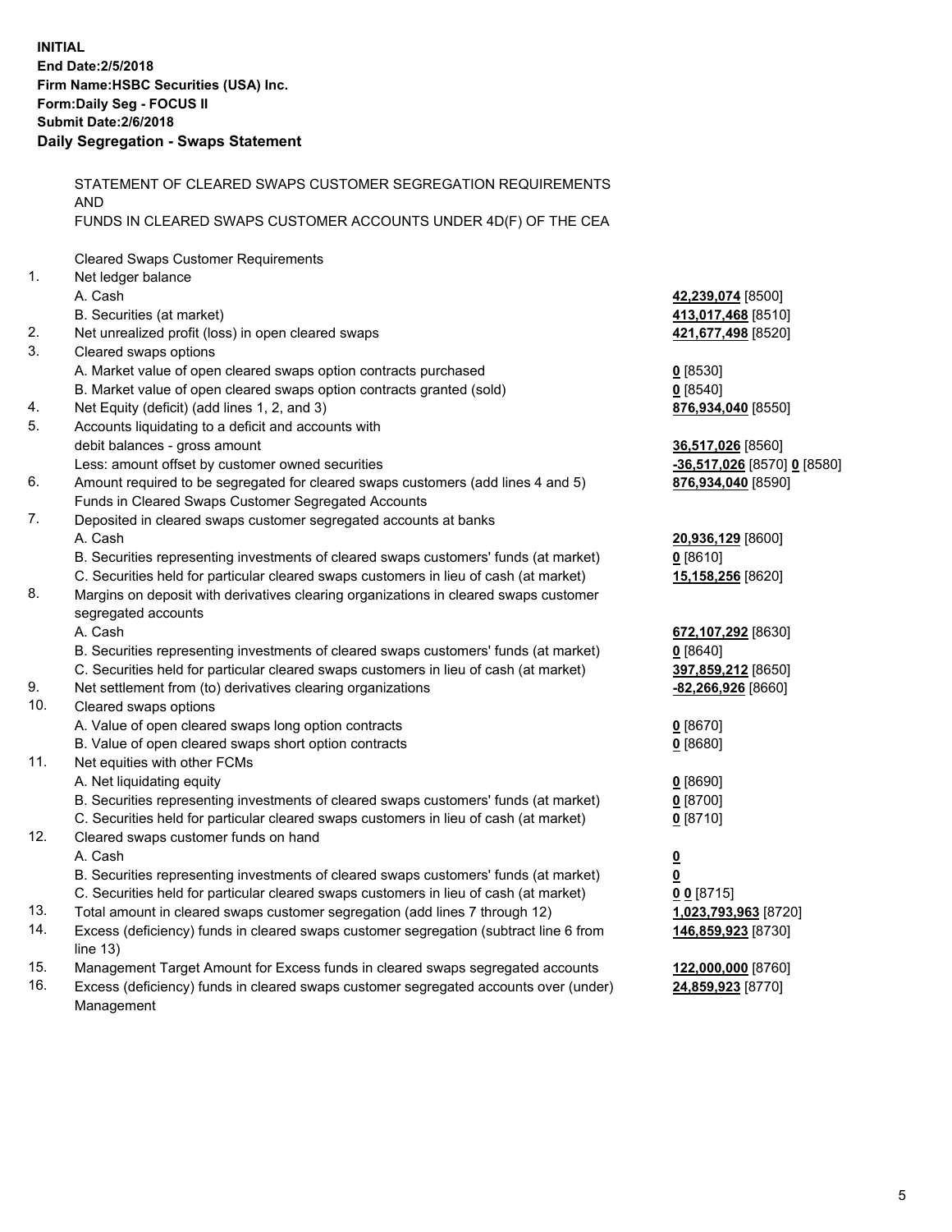**INITIAL**
**End Date:2/5/2018**
**Firm Name:HSBC Securities (USA) Inc.**
**Form:Daily Seg - FOCUS II**
**Submit Date:2/6/2018**
**Daily Segregation - Swaps Statement**

STATEMENT OF CLEARED SWAPS CUSTOMER SEGREGATION REQUIREMENTS AND FUNDS IN CLEARED SWAPS CUSTOMER ACCOUNTS UNDER 4D(F) OF THE CEA

| | | |
|---|---|---|
| | Cleared Swaps Customer Requirements | |
| 1. | Net ledger balance | |
| | A. Cash | **42,239,074** [8500] |
| | B. Securities (at market) | **413,017,468** [8510] |
| 2. | Net unrealized profit (loss) in open cleared swaps | **421,677,498** [8520] |
| 3. | Cleared swaps options | |
| | A. Market value of open cleared swaps option contracts purchased | **0** [8530] |
| | B. Market value of open cleared swaps option contracts granted (sold) | **0** [8540] |
| 4. | Net Equity (deficit) (add lines 1, 2, and 3) | **876,934,040** [8550] |
| 5. | Accounts liquidating to a deficit and accounts with debit balances - gross amount | **36,517,026** [8560] |
| | Less: amount offset by customer owned securities | **-36,517,026** [8570] **0** [8580] |
| 6. | Amount required to be segregated for cleared swaps customers (add lines 4 and 5) | **876,934,040** [8590] |
| | Funds in Cleared Swaps Customer Segregated Accounts | |
| 7. | Deposited in cleared swaps customer segregated accounts at banks | |
| | A. Cash | **20,936,129** [8600] |
| | B. Securities representing investments of cleared swaps customers' funds (at market) | **0** [8610] |
| | C. Securities held for particular cleared swaps customers in lieu of cash (at market) | **15,158,256** [8620] |
| 8. | Margins on deposit with derivatives clearing organizations in cleared swaps customer segregated accounts | |
| | A. Cash | **672,107,292** [8630] |
| | B. Securities representing investments of cleared swaps customers' funds (at market) | **0** [8640] |
| | C. Securities held for particular cleared swaps customers in lieu of cash (at market) | **397,859,212** [8650] |
| 9. | Net settlement from (to) derivatives clearing organizations | **-82,266,926** [8660] |
| 10. | Cleared swaps options | |
| | A. Value of open cleared swaps long option contracts | **0** [8670] |
| | B. Value of open cleared swaps short option contracts | **0** [8680] |
| 11. | Net equities with other FCMs | |
| | A. Net liquidating equity | **0** [8690] |
| | B. Securities representing investments of cleared swaps customers' funds (at market) | **0** [8700] |
| | C. Securities held for particular cleared swaps customers in lieu of cash (at market) | **0** [8710] |
| 12. | Cleared swaps customer funds on hand | |
| | A. Cash | **0** |
| | B. Securities representing investments of cleared swaps customers' funds (at market) | **0** |
| | C. Securities held for particular cleared swaps customers in lieu of cash (at market) | **0** **0** [8715] |
| 13. | Total amount in cleared swaps customer segregation (add lines 7 through 12) | **1,023,793,963** [8720] |
| 14. | Excess (deficiency) funds in cleared swaps customer segregation (subtract line 6 from line 13) | **146,859,923** [8730] |
| 15. | Management Target Amount for Excess funds in cleared swaps segregated accounts | **122,000,000** [8760] |
| 16. | Excess (deficiency) funds in cleared swaps customer segregated accounts over (under) Management | **24,859,923** [8770] |